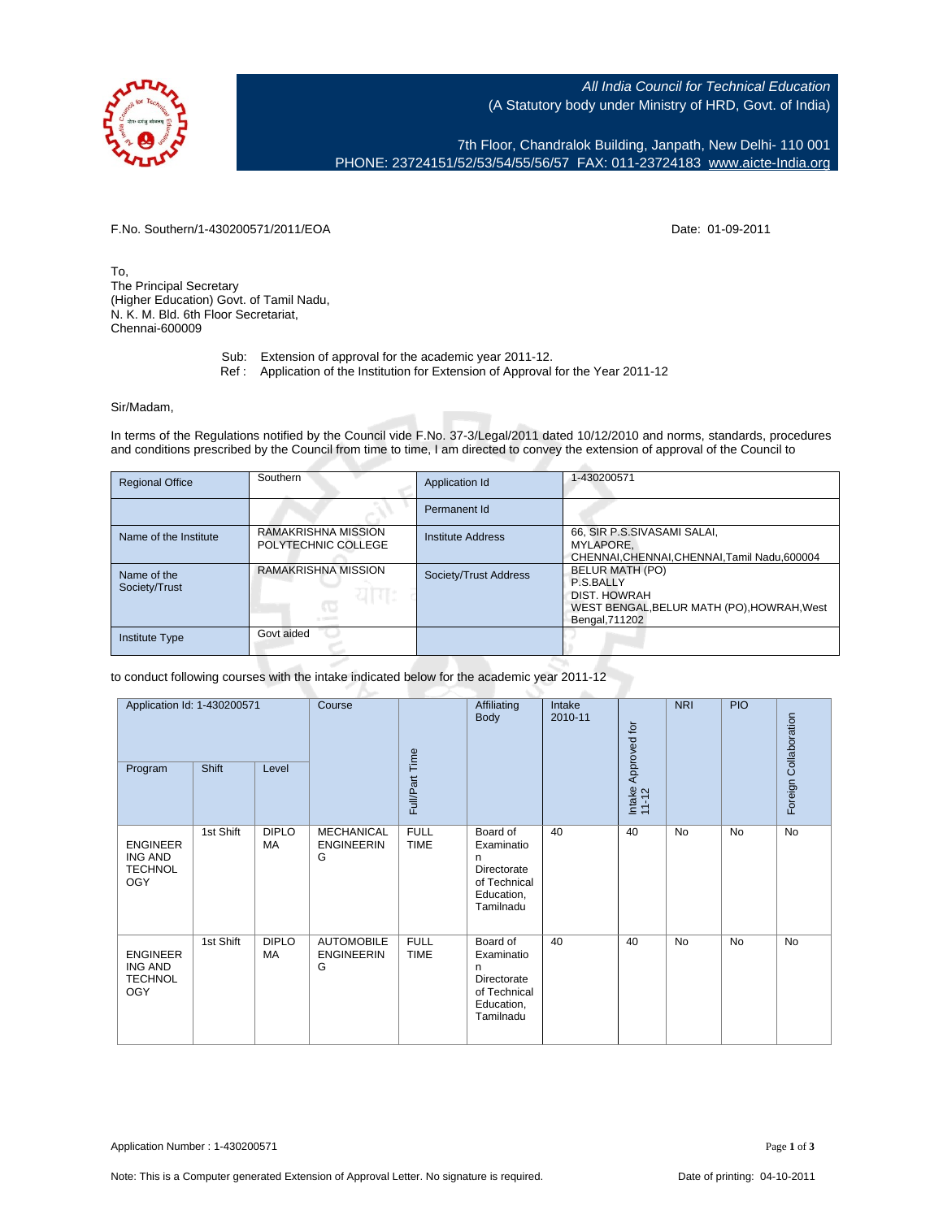All India Council for Technical Education
(A Statutory body under Ministry of HRD, Govt. of India)

7th Floor, Chandralok Building, Janpath, New Delhi- 110 001
PHONE: 23724151/52/53/54/55/56/57 FAX: 011-23724183 www.aicte-India.org

F.No. Southern/1-430200571/2011/EOA

Date: 01-09-2011

To,
The Principal Secretary
(Higher Education) Govt. of Tamil Nadu,
N. K. M. Bld. 6th Floor Secretariat,
Chennai-600009

Sub: Extension of approval for the academic year 2011-12.
Ref : Application of the Institution for Extension of Approval for the Year 2011-12

Sir/Madam,

In terms of the Regulations notified by the Council vide F.No. 37-3/Legal/2011 dated 10/12/2010 and norms, standards, procedures and conditions prescribed by the Council from time to time, I am directed to convey the extension of approval of the Council to

| Regional Office | Southern | Application Id | 1-430200571 |
|---|---|---|---|
| | | Permanent Id | |
| Name of the Institute | RAMAKRISHNA MISSION POLYTECHNIC COLLEGE | Institute Address | 66, SIR P.S.SIVASAMI SALAI, MYLAPORE, CHENNAI,CHENNAI,CHENNAI,Tamil Nadu,600004 |
| Name of the Society/Trust | RAMAKRISHNA MISSION | Society/Trust Address | BELUR MATH (PO) P.S.BALLY DIST. HOWRAH WEST BENGAL,BELUR MATH (PO),HOWRAH,West Bengal,711202 |
| Institute Type | Govt aided | | |

to conduct following courses with the intake indicated below for the academic year 2011-12

| Application Id: 1-430200571 | | | Course | Full/Part Time | Affiliating Body | Intake 2010-11 | Intake Approved for 11-12 | NRI | PIO | Foreign Collaboration |
|---|---|---|---|---|---|---|---|---|---|---|
| Program | Shift | Level | | | | | | | | |
| ENGINEERING AND TECHNOLOGY | 1st Shift | DIPLOMA | MECHANICAL ENGINEERING | FULL TIME | Board of Examination Directorate of Technical Education, Tamilnadu | 40 | 40 | No | No | No |
| ENGINEERING AND TECHNOLOGY | 1st Shift | DIPLOMA | AUTOMOBILE ENGINEERING | FULL TIME | Board of Examination Directorate of Technical Education, Tamilnadu | 40 | 40 | No | No | No |

Application Number : 1-430200571

Note: This is a Computer generated Extension of Approval Letter. No signature is required.

Date of printing: 04-10-2011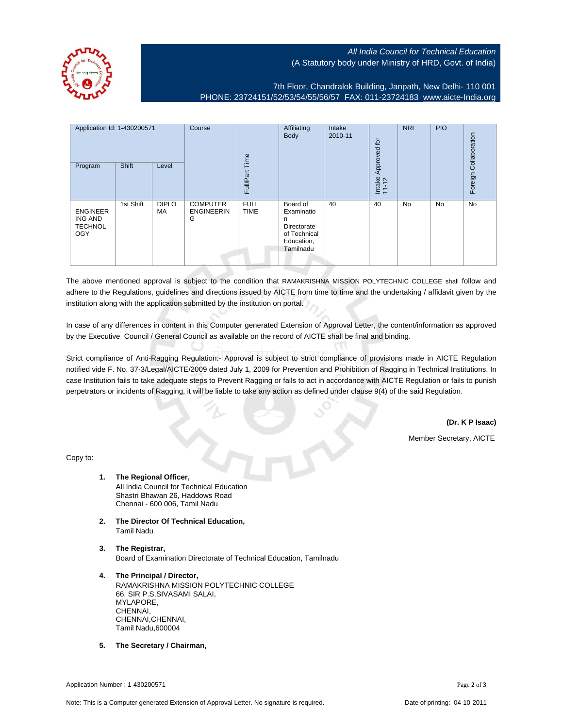All India Council for Technical Education
(A Statutory body under Ministry of HRD, Govt. of India)

7th Floor, Chandralok Building, Janpath, New Delhi- 110 001
PHONE: 23724151/52/53/54/55/56/57 FAX: 011-23724183 www.aicte-India.org

| Application Id: 1-430200571 | | | Course | Full/Part Time | Affiliating Body | Intake 2010-11 | Intake Approved for 11-12 | NRI | PIO | Foreign Collaboration |
|---|---|---|---|---|---|---|---|---|---|---|
| Program | Shift | Level | | | | | | | | |
| ENGINEERING AND TECHNOLOGY | 1st Shift | DIPLOMA | COMPUTER ENGINEERING | FULL TIME | Board of Examination Directorate of Technical Education, Tamilnadu | 40 | 40 | No | No | No |

The above mentioned approval is subject to the condition that RAMAKRISHNA MISSION POLYTECHNIC COLLEGE shall follow and adhere to the Regulations, guidelines and directions issued by AICTE from time to time and the undertaking / affidavit given by the institution along with the application submitted by the institution on portal.

In case of any differences in content in this Computer generated Extension of Approval Letter, the content/information as approved by the Executive Council / General Council as available on the record of AICTE shall be final and binding.

Strict compliance of Anti-Ragging Regulation:- Approval is subject to strict compliance of provisions made in AICTE Regulation notified vide F. No. 37-3/Legal/AICTE/2009 dated July 1, 2009 for Prevention and Prohibition of Ragging in Technical Institutions. In case Institution fails to take adequate steps to Prevent Ragging or fails to act in accordance with AICTE Regulation or fails to punish perpetrators or incidents of Ragging, it will be liable to take any action as defined under clause 9(4) of the said Regulation.

**(Dr. K P Isaac)**

Member Secretary, AICTE

Copy to:

1. **The Regional Officer,**
   All India Council for Technical Education
   Shastri Bhawan 26, Haddows Road
   Chennai - 600 006, Tamil Nadu

2. **The Director Of Technical Education,**
   Tamil Nadu

3. **The Registrar,**
   Board of Examination Directorate of Technical Education, Tamilnadu

4. **The Principal / Director,**
   RAMAKRISHNA MISSION POLYTECHNIC COLLEGE
   66, SIR P.S.SIVASAMI SALAI,
   MYLAPORE,
   CHENNAI,
   CHENNAI,CHENNAI,
   Tamil Nadu,600004

5. **The Secretary / Chairman,**

Application Number : 1-430200571

Note: This is a Computer generated Extension of Approval Letter. No signature is required. Date of printing: 04-10-2011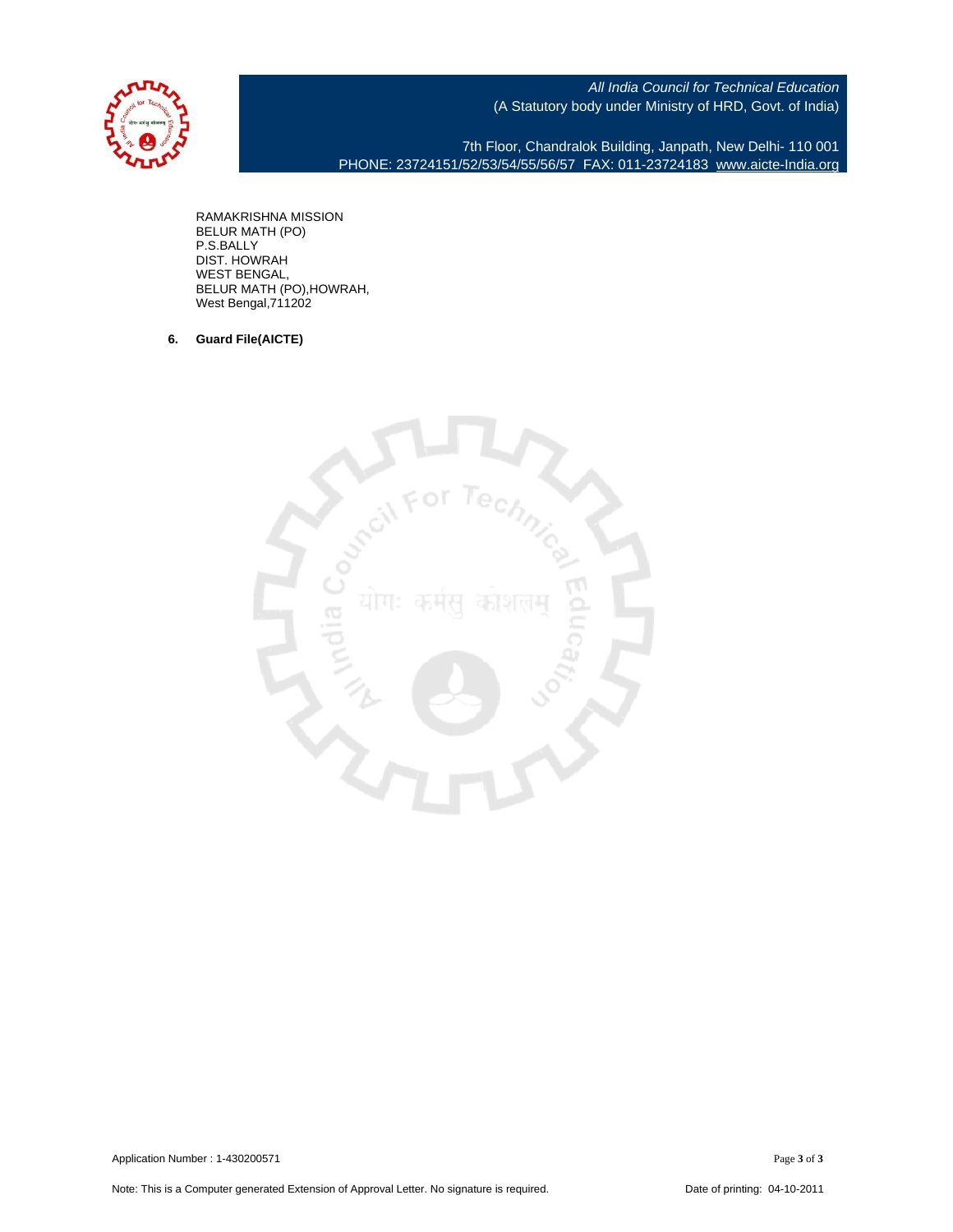RAMAKRISHNA MISSION
BELUR MATH (PO)
P.S.BALLY
DIST. HOWRAH
WEST BENGAL,
BELUR MATH (PO),HOWRAH,
West Bengal,711202

6. **Guard File(AICTE)**